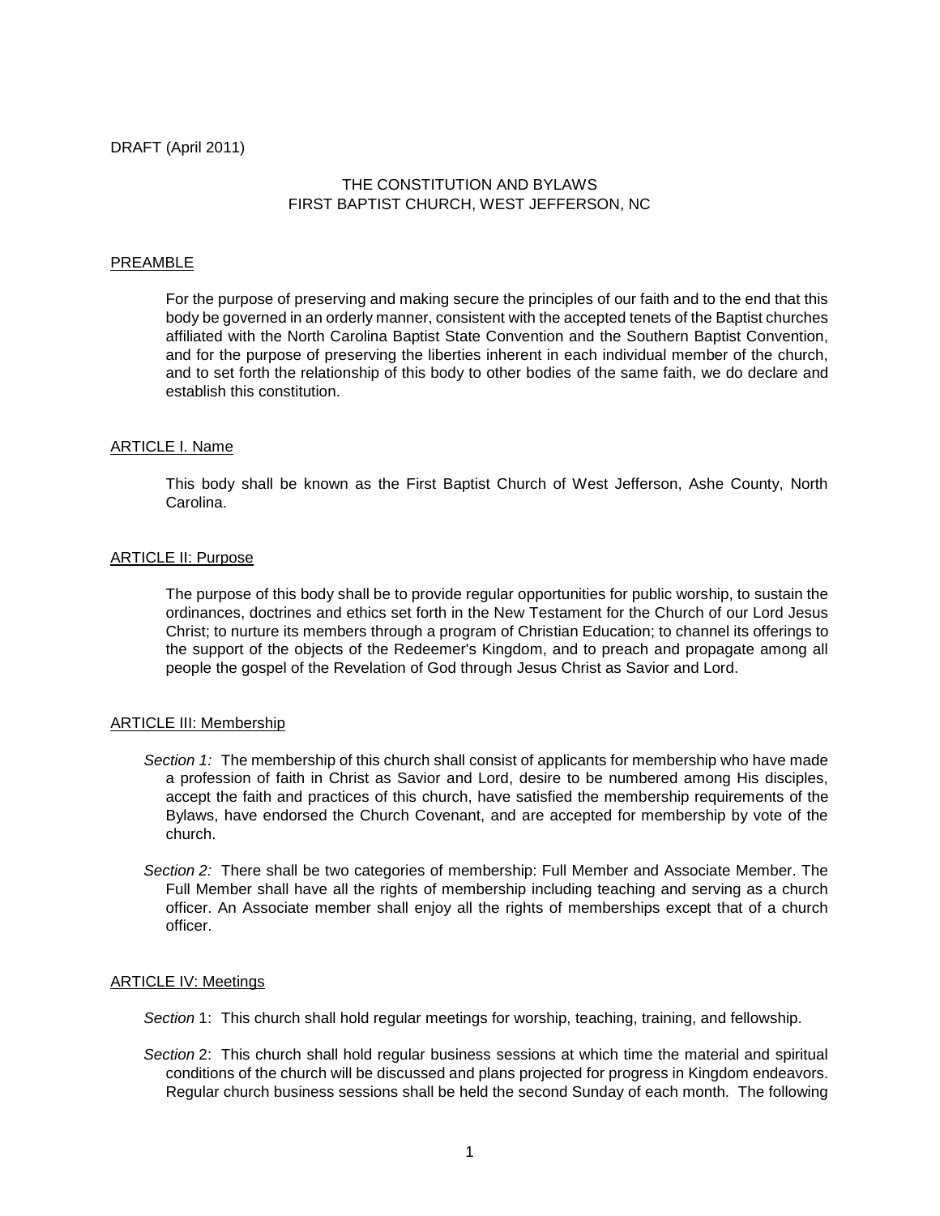DRAFT (April 2011)

# THE CONSTITUTION AND BYLAWS
# FIRST BAPTIST CHURCH, WEST JEFFERSON, NC

## PREAMBLE

For the purpose of preserving and making secure the principles of our faith and to the end that this body be governed in an orderly manner, consistent with the accepted tenets of the Baptist churches affiliated with the North Carolina Baptist State Convention and the Southern Baptist Convention, and for the purpose of preserving the liberties inherent in each individual member of the church, and to set forth the relationship of this body to other bodies of the same faith, we do declare and establish this constitution.

## ARTICLE I. Name

This body shall be known as the First Baptist Church of West Jefferson, Ashe County, North Carolina.

## ARTICLE II: Purpose

The purpose of this body shall be to provide regular opportunities for public worship, to sustain the ordinances, doctrines and ethics set forth in the New Testament for the Church of our Lord Jesus Christ; to nurture its members through a program of Christian Education; to channel its offerings to the support of the objects of the Redeemer's Kingdom, and to preach and propagate among all people the gospel of the Revelation of God through Jesus Christ as Savior and Lord.

## ARTICLE III: Membership

*Section 1:* The membership of this church shall consist of applicants for membership who have made a profession of faith in Christ as Savior and Lord, desire to be numbered among His disciples, accept the faith and practices of this church, have satisfied the membership requirements of the Bylaws, have endorsed the Church Covenant, and are accepted for membership by vote of the church.

*Section 2:* There shall be two categories of membership: Full Member and Associate Member. The Full Member shall have all the rights of membership including teaching and serving as a church officer. An Associate member shall enjoy all the rights of memberships except that of a church officer.

## ARTICLE IV: Meetings

*Section* 1: This church shall hold regular meetings for worship, teaching, training, and fellowship.

*Section* 2: This church shall hold regular business sessions at which time the material and spiritual conditions of the church will be discussed and plans projected for progress in Kingdom endeavors. Regular church business sessions shall be held the second Sunday of each month. The following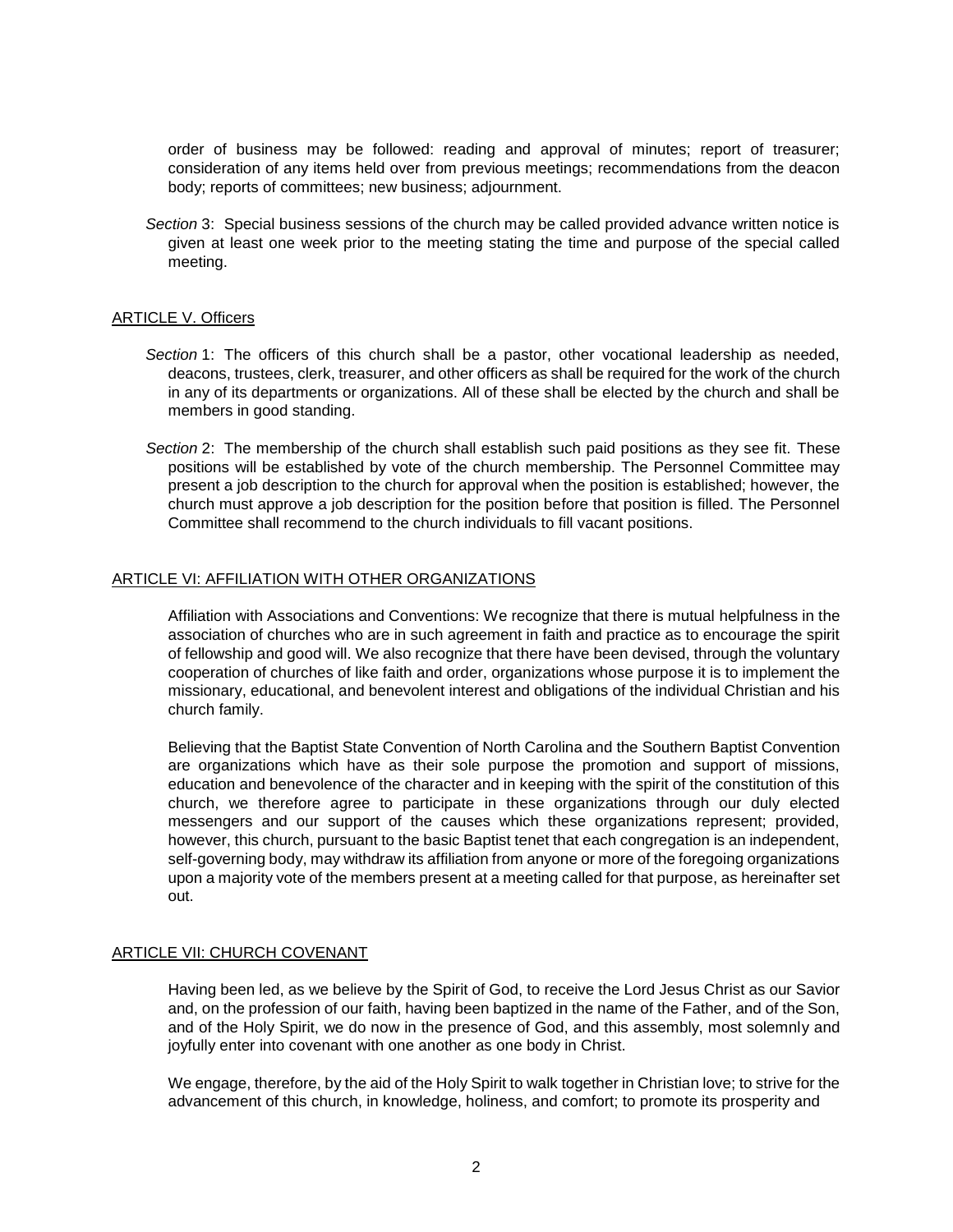order of business may be followed: reading and approval of minutes; report of treasurer; consideration of any items held over from previous meetings; recommendations from the deacon body; reports of committees; new business; adjournment.

*Section* 3: Special business sessions of the church may be called provided advance written notice is given at least one week prior to the meeting stating the time and purpose of the special called meeting.

## ARTICLE V. Officers

*Section* 1: The officers of this church shall be a pastor, other vocational leadership as needed, deacons, trustees, clerk, treasurer, and other officers as shall be required for the work of the church in any of its departments or organizations. All of these shall be elected by the church and shall be members in good standing.

*Section* 2: The membership of the church shall establish such paid positions as they see fit. These positions will be established by vote of the church membership. The Personnel Committee may present a job description to the church for approval when the position is established; however, the church must approve a job description for the position before that position is filled. The Personnel Committee shall recommend to the church individuals to fill vacant positions.

## ARTICLE VI: AFFILIATION WITH OTHER ORGANIZATIONS

Affiliation with Associations and Conventions: We recognize that there is mutual helpfulness in the association of churches who are in such agreement in faith and practice as to encourage the spirit of fellowship and good will. We also recognize that there have been devised, through the voluntary cooperation of churches of like faith and order, organizations whose purpose it is to implement the missionary, educational, and benevolent interest and obligations of the individual Christian and his church family.

Believing that the Baptist State Convention of North Carolina and the Southern Baptist Convention are organizations which have as their sole purpose the promotion and support of missions, education and benevolence of the character and in keeping with the spirit of the constitution of this church, we therefore agree to participate in these organizations through our duly elected messengers and our support of the causes which these organizations represent; provided, however, this church, pursuant to the basic Baptist tenet that each congregation is an independent, self-governing body, may withdraw its affiliation from anyone or more of the foregoing organizations upon a majority vote of the members present at a meeting called for that purpose, as hereinafter set out.

## ARTICLE VII: CHURCH COVENANT

Having been led, as we believe by the Spirit of God, to receive the Lord Jesus Christ as our Savior and, on the profession of our faith, having been baptized in the name of the Father, and of the Son, and of the Holy Spirit, we do now in the presence of God, and this assembly, most solemnly and joyfully enter into covenant with one another as one body in Christ.

We engage, therefore, by the aid of the Holy Spirit to walk together in Christian love; to strive for the advancement of this church, in knowledge, holiness, and comfort; to promote its prosperity and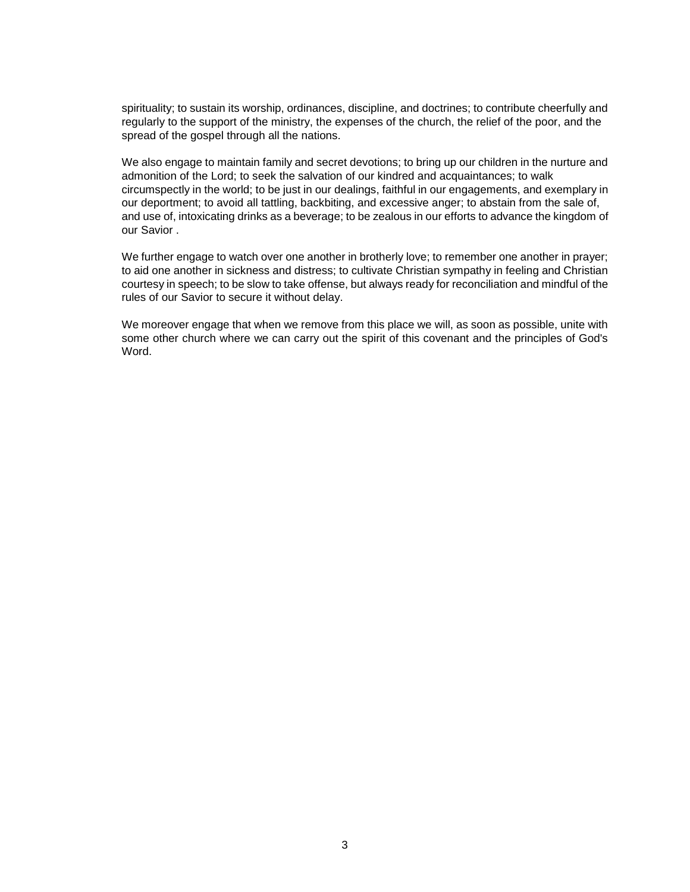spirituality; to sustain its worship, ordinances, discipline, and doctrines; to contribute cheerfully and regularly to the support of the ministry, the expenses of the church, the relief of the poor, and the spread of the gospel through all the nations.

We also engage to maintain family and secret devotions; to bring up our children in the nurture and admonition of the Lord; to seek the salvation of our kindred and acquaintances; to walk circumspectly in the world; to be just in our dealings, faithful in our engagements, and exemplary in our deportment; to avoid all tattling, backbiting, and excessive anger; to abstain from the sale of, and use of, intoxicating drinks as a beverage; to be zealous in our efforts to advance the kingdom of our Savior .

We further engage to watch over one another in brotherly love; to remember one another in prayer; to aid one another in sickness and distress; to cultivate Christian sympathy in feeling and Christian courtesy in speech; to be slow to take offense, but always ready for reconciliation and mindful of the rules of our Savior to secure it without delay.

We moreover engage that when we remove from this place we will, as soon as possible, unite with some other church where we can carry out the spirit of this covenant and the principles of God's Word.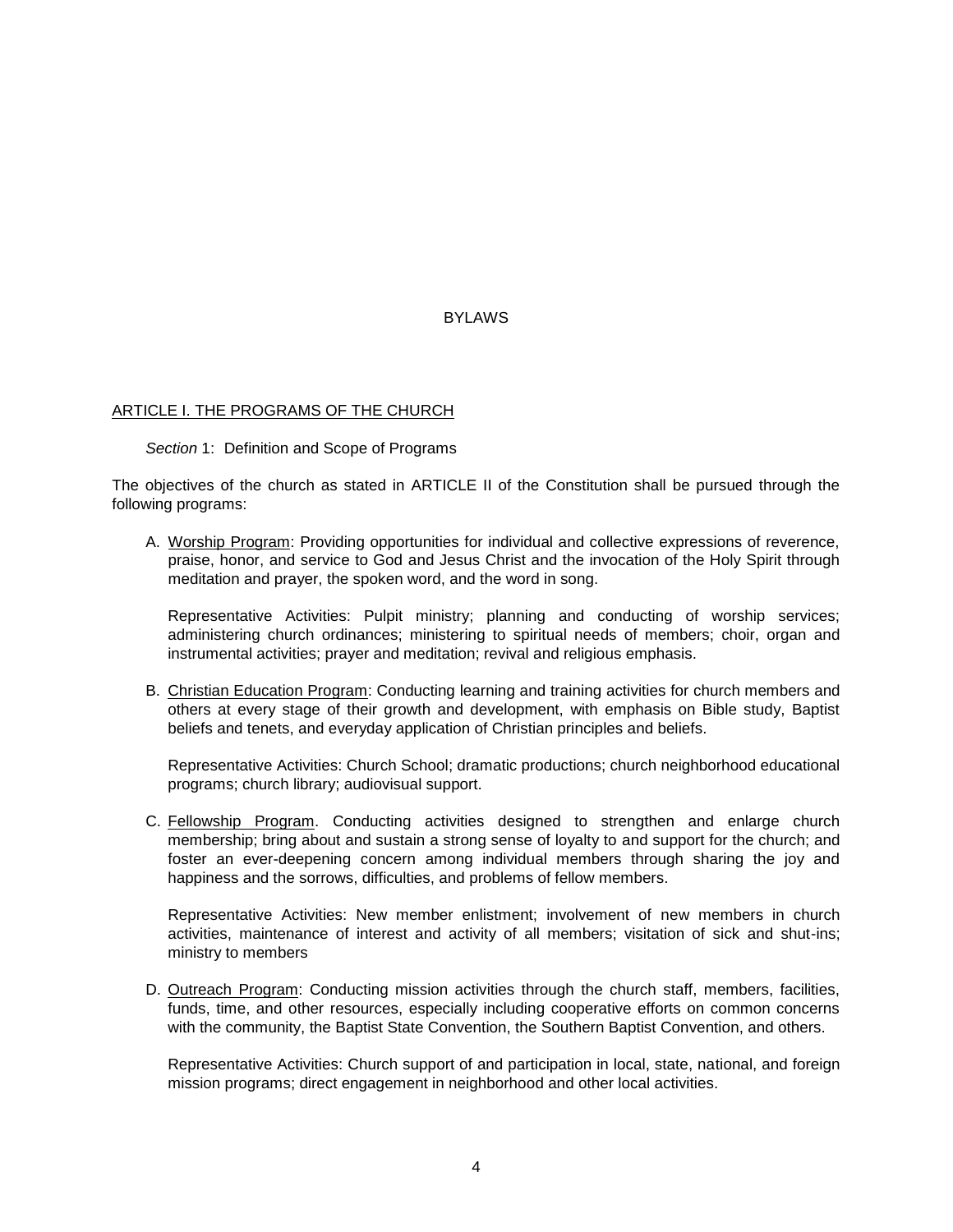# BYLAWS

## ARTICLE I. THE PROGRAMS OF THE CHURCH

*Section* 1: Definition and Scope of Programs

The objectives of the church as stated in ARTICLE II of the Constitution shall be pursued through the following programs:

A. Worship Program: Providing opportunities for individual and collective expressions of reverence, praise, honor, and service to God and Jesus Christ and the invocation of the Holy Spirit through meditation and prayer, the spoken word, and the word in song.

   Representative Activities: Pulpit ministry; planning and conducting of worship services; administering church ordinances; ministering to spiritual needs of members; choir, organ and instrumental activities; prayer and meditation; revival and religious emphasis.

B. Christian Education Program: Conducting learning and training activities for church members and others at every stage of their growth and development, with emphasis on Bible study, Baptist beliefs and tenets, and everyday application of Christian principles and beliefs.

   Representative Activities: Church School; dramatic productions; church neighborhood educational programs; church library; audiovisual support.

C. Fellowship Program. Conducting activities designed to strengthen and enlarge church membership; bring about and sustain a strong sense of loyalty to and support for the church; and foster an ever-deepening concern among individual members through sharing the joy and happiness and the sorrows, difficulties, and problems of fellow members.

   Representative Activities: New member enlistment; involvement of new members in church activities, maintenance of interest and activity of all members; visitation of sick and shut-ins; ministry to members

D. Outreach Program: Conducting mission activities through the church staff, members, facilities, funds, time, and other resources, especially including cooperative efforts on common concerns with the community, the Baptist State Convention, the Southern Baptist Convention, and others.

   Representative Activities: Church support of and participation in local, state, national, and foreign mission programs; direct engagement in neighborhood and other local activities.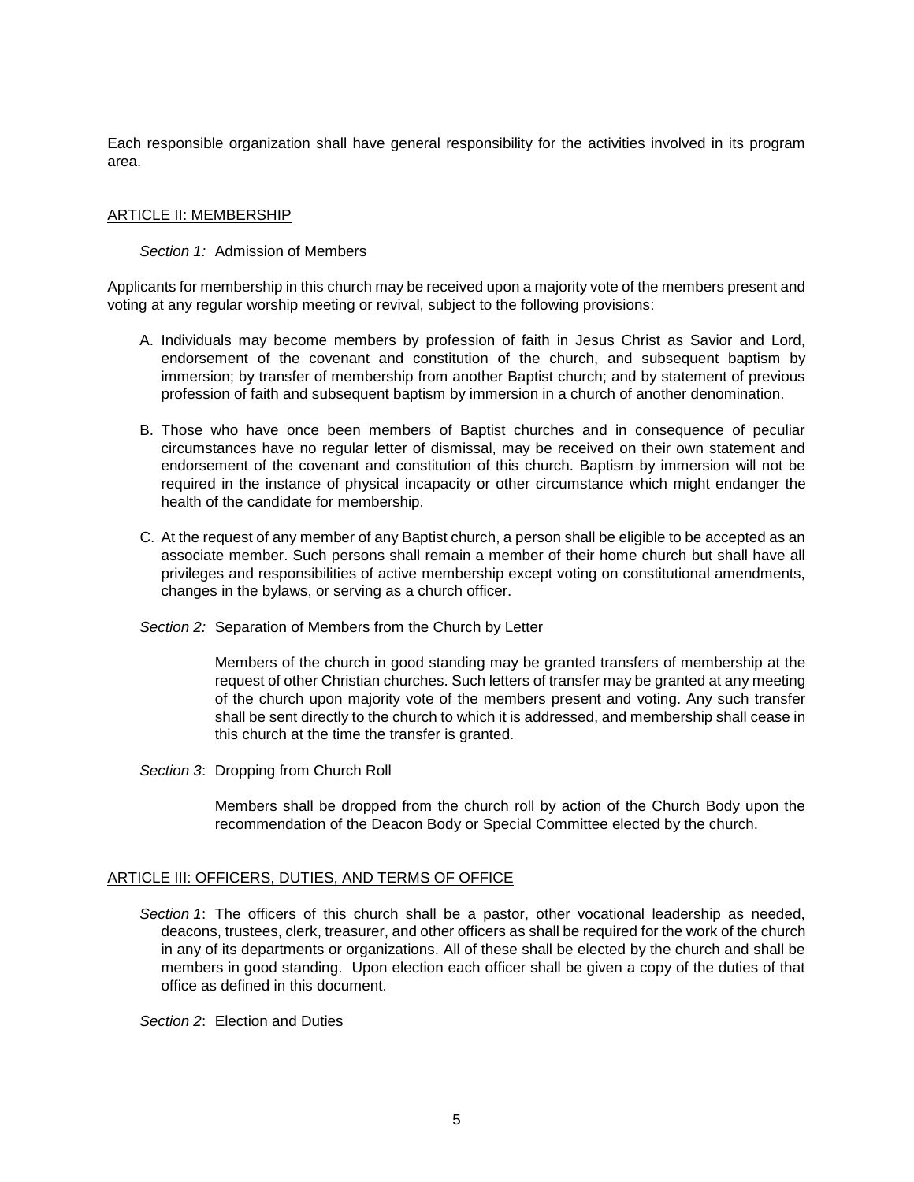Each responsible organization shall have general responsibility for the activities involved in its program area.

## ARTICLE II: MEMBERSHIP

*Section 1:* Admission of Members

Applicants for membership in this church may be received upon a majority vote of the members present and voting at any regular worship meeting or revival, subject to the following provisions:

A. Individuals may become members by profession of faith in Jesus Christ as Savior and Lord, endorsement of the covenant and constitution of the church, and subsequent baptism by immersion; by transfer of membership from another Baptist church; and by statement of previous profession of faith and subsequent baptism by immersion in a church of another denomination.

B. Those who have once been members of Baptist churches and in consequence of peculiar circumstances have no regular letter of dismissal, may be received on their own statement and endorsement of the covenant and constitution of this church. Baptism by immersion will not be required in the instance of physical incapacity or other circumstance which might endanger the health of the candidate for membership.

C. At the request of any member of any Baptist church, a person shall be eligible to be accepted as an associate member. Such persons shall remain a member of their home church but shall have all privileges and responsibilities of active membership except voting on constitutional amendments, changes in the bylaws, or serving as a church officer.

*Section 2:* Separation of Members from the Church by Letter

Members of the church in good standing may be granted transfers of membership at the request of other Christian churches. Such letters of transfer may be granted at any meeting of the church upon majority vote of the members present and voting. Any such transfer shall be sent directly to the church to which it is addressed, and membership shall cease in this church at the time the transfer is granted.

*Section 3*: Dropping from Church Roll

Members shall be dropped from the church roll by action of the Church Body upon the recommendation of the Deacon Body or Special Committee elected by the church.

## ARTICLE III: OFFICERS, DUTIES, AND TERMS OF OFFICE

*Section 1*: The officers of this church shall be a pastor, other vocational leadership as needed, deacons, trustees, clerk, treasurer, and other officers as shall be required for the work of the church in any of its departments or organizations. All of these shall be elected by the church and shall be members in good standing. Upon election each officer shall be given a copy of the duties of that office as defined in this document.

*Section 2*: Election and Duties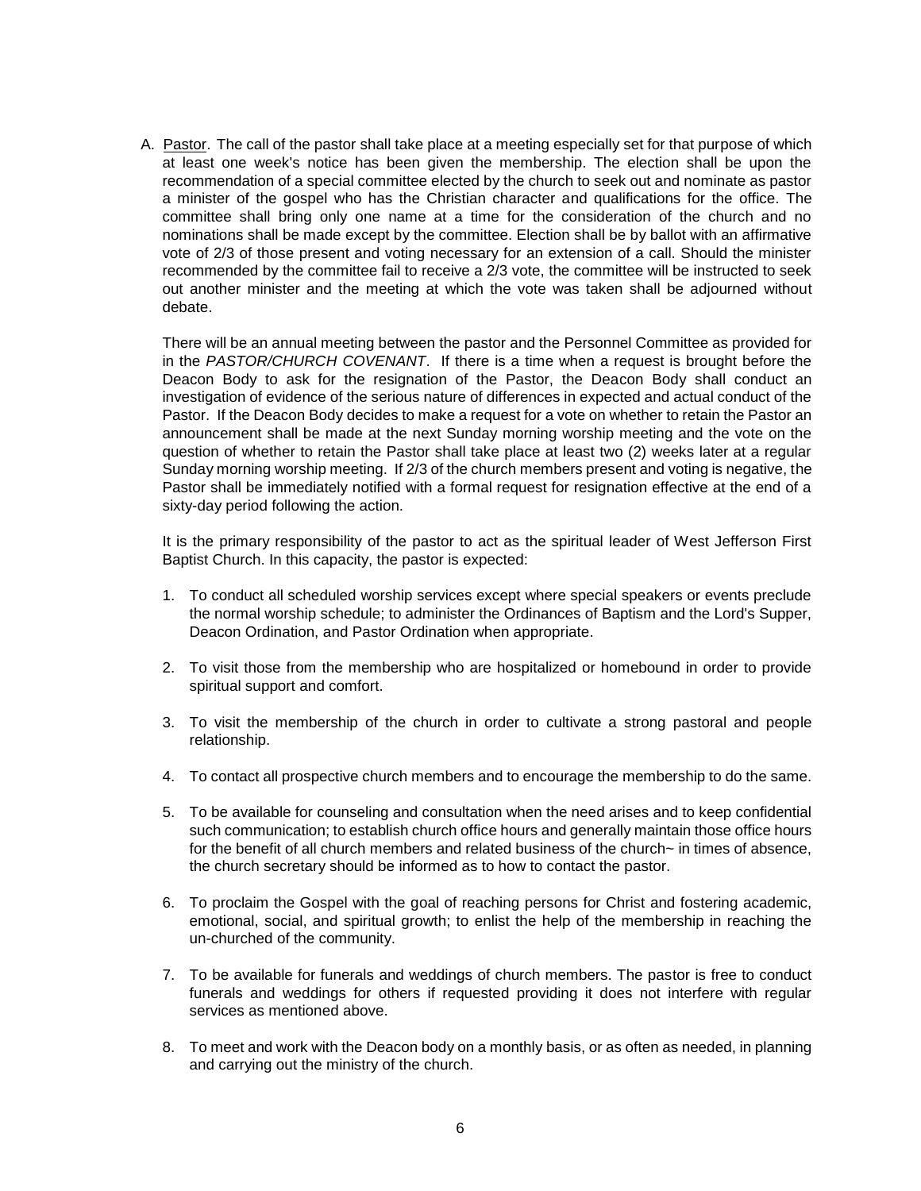A. Pastor. The call of the pastor shall take place at a meeting especially set for that purpose of which at least one week's notice has been given the membership. The election shall be upon the recommendation of a special committee elected by the church to seek out and nominate as pastor a minister of the gospel who has the Christian character and qualifications for the office. The committee shall bring only one name at a time for the consideration of the church and no nominations shall be made except by the committee. Election shall be by ballot with an affirmative vote of 2/3 of those present and voting necessary for an extension of a call. Should the minister recommended by the committee fail to receive a 2/3 vote, the committee will be instructed to seek out another minister and the meeting at which the vote was taken shall be adjourned without debate.

   There will be an annual meeting between the pastor and the Personnel Committee as provided for in the *PASTOR/CHURCH COVENANT*. If there is a time when a request is brought before the Deacon Body to ask for the resignation of the Pastor, the Deacon Body shall conduct an investigation of evidence of the serious nature of differences in expected and actual conduct of the Pastor. If the Deacon Body decides to make a request for a vote on whether to retain the Pastor an announcement shall be made at the next Sunday morning worship meeting and the vote on the question of whether to retain the Pastor shall take place at least two (2) weeks later at a regular Sunday morning worship meeting. If 2/3 of the church members present and voting is negative, the Pastor shall be immediately notified with a formal request for resignation effective at the end of a sixty-day period following the action.

   It is the primary responsibility of the pastor to act as the spiritual leader of West Jefferson First Baptist Church. In this capacity, the pastor is expected:

   1. To conduct all scheduled worship services except where special speakers or events preclude the normal worship schedule; to administer the Ordinances of Baptism and the Lord's Supper, Deacon Ordination, and Pastor Ordination when appropriate.

   2. To visit those from the membership who are hospitalized or homebound in order to provide spiritual support and comfort.

   3. To visit the membership of the church in order to cultivate a strong pastoral and people relationship.

   4. To contact all prospective church members and to encourage the membership to do the same.

   5. To be available for counseling and consultation when the need arises and to keep confidential such communication; to establish church office hours and generally maintain those office hours for the benefit of all church members and related business of the church~ in times of absence, the church secretary should be informed as to how to contact the pastor.

   6. To proclaim the Gospel with the goal of reaching persons for Christ and fostering academic, emotional, social, and spiritual growth; to enlist the help of the membership in reaching the un-churched of the community.

   7. To be available for funerals and weddings of church members. The pastor is free to conduct funerals and weddings for others if requested providing it does not interfere with regular services as mentioned above.

   8. To meet and work with the Deacon body on a monthly basis, or as often as needed, in planning and carrying out the ministry of the church.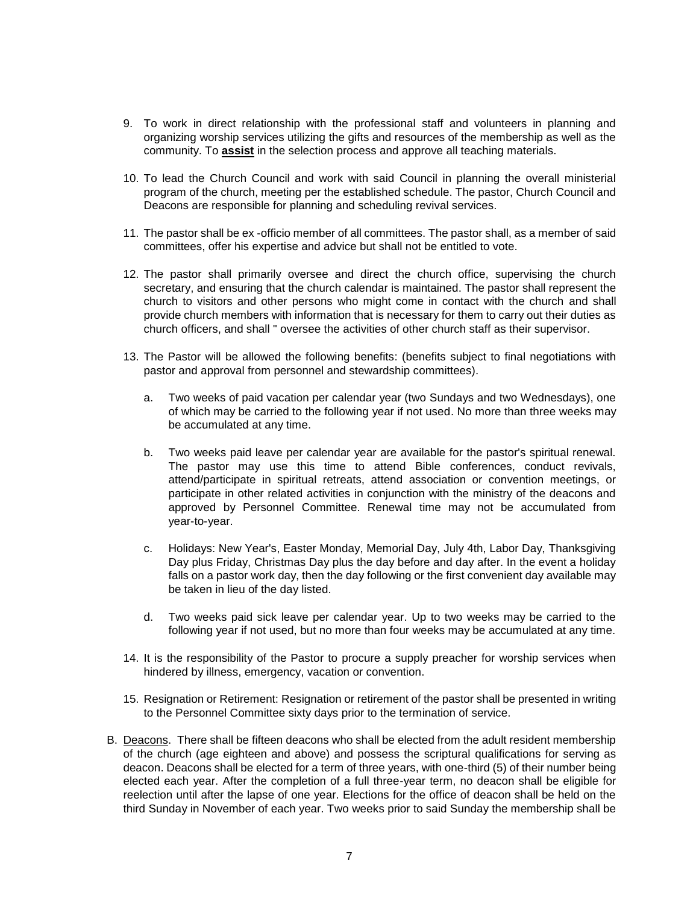9. To work in direct relationship with the professional staff and volunteers in planning and organizing worship services utilizing the gifts and resources of the membership as well as the community. To **assist** in the selection process and approve all teaching materials.

10. To lead the Church Council and work with said Council in planning the overall ministerial program of the church, meeting per the established schedule. The pastor, Church Council and Deacons are responsible for planning and scheduling revival services.

11. The pastor shall be ex -officio member of all committees. The pastor shall, as a member of said committees, offer his expertise and advice but shall not be entitled to vote.

12. The pastor shall primarily oversee and direct the church office, supervising the church secretary, and ensuring that the church calendar is maintained. The pastor shall represent the church to visitors and other persons who might come in contact with the church and shall provide church members with information that is necessary for them to carry out their duties as church officers, and shall " oversee the activities of other church staff as their supervisor.

13. The Pastor will be allowed the following benefits: (benefits subject to final negotiations with pastor and approval from personnel and stewardship committees).

    a. Two weeks of paid vacation per calendar year (two Sundays and two Wednesdays), one of which may be carried to the following year if not used. No more than three weeks may be accumulated at any time.

    b. Two weeks paid leave per calendar year are available for the pastor's spiritual renewal. The pastor may use this time to attend Bible conferences, conduct revivals, attend/participate in spiritual retreats, attend association or convention meetings, or participate in other related activities in conjunction with the ministry of the deacons and approved by Personnel Committee. Renewal time may not be accumulated from year-to-year.

    c. Holidays: New Year's, Easter Monday, Memorial Day, July 4th, Labor Day, Thanksgiving Day plus Friday, Christmas Day plus the day before and day after. In the event a holiday falls on a pastor work day, then the day following or the first convenient day available may be taken in lieu of the day listed.

    d. Two weeks paid sick leave per calendar year. Up to two weeks may be carried to the following year if not used, but no more than four weeks may be accumulated at any time.

14. It is the responsibility of the Pastor to procure a supply preacher for worship services when hindered by illness, emergency, vacation or convention.

15. Resignation or Retirement: Resignation or retirement of the pastor shall be presented in writing to the Personnel Committee sixty days prior to the termination of service.

B. Deacons. There shall be fifteen deacons who shall be elected from the adult resident membership of the church (age eighteen and above) and possess the scriptural qualifications for serving as deacon. Deacons shall be elected for a term of three years, with one-third (5) of their number being elected each year. After the completion of a full three-year term, no deacon shall be eligible for reelection until after the lapse of one year. Elections for the office of deacon shall be held on the third Sunday in November of each year. Two weeks prior to said Sunday the membership shall be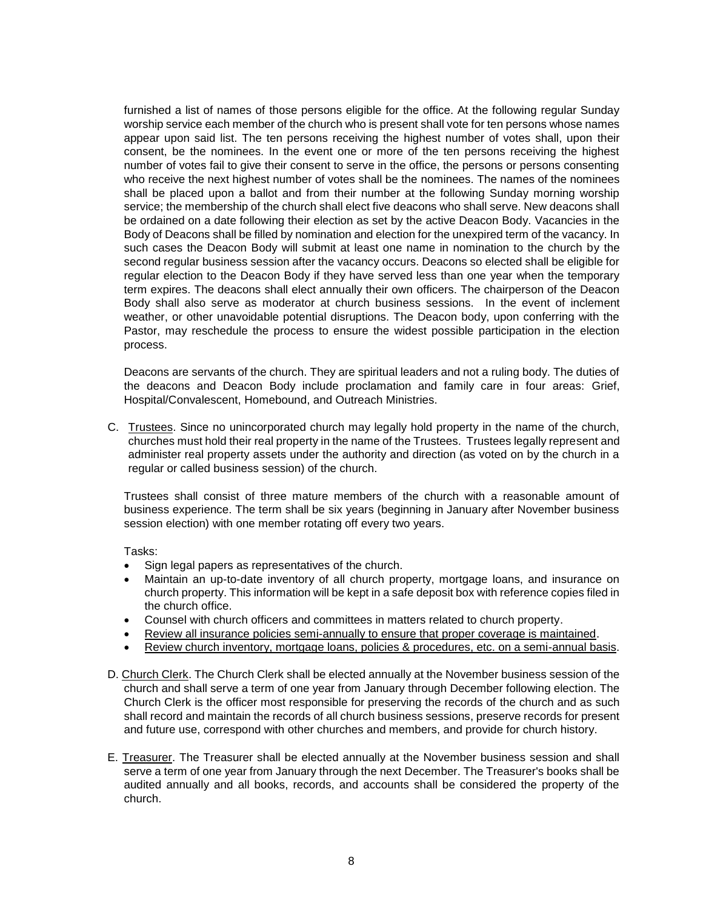furnished a list of names of those persons eligible for the office. At the following regular Sunday worship service each member of the church who is present shall vote for ten persons whose names appear upon said list. The ten persons receiving the highest number of votes shall, upon their consent, be the nominees. In the event one or more of the ten persons receiving the highest number of votes fail to give their consent to serve in the office, the persons or persons consenting who receive the next highest number of votes shall be the nominees. The names of the nominees shall be placed upon a ballot and from their number at the following Sunday morning worship service; the membership of the church shall elect five deacons who shall serve. New deacons shall be ordained on a date following their election as set by the active Deacon Body. Vacancies in the Body of Deacons shall be filled by nomination and election for the unexpired term of the vacancy. In such cases the Deacon Body will submit at least one name in nomination to the church by the second regular business session after the vacancy occurs. Deacons so elected shall be eligible for regular election to the Deacon Body if they have served less than one year when the temporary term expires. The deacons shall elect annually their own officers. The chairperson of the Deacon Body shall also serve as moderator at church business sessions. In the event of inclement weather, or other unavoidable potential disruptions. The Deacon body, upon conferring with the Pastor, may reschedule the process to ensure the widest possible participation in the election process.

Deacons are servants of the church. They are spiritual leaders and not a ruling body. The duties of the deacons and Deacon Body include proclamation and family care in four areas: Grief, Hospital/Convalescent, Homebound, and Outreach Ministries.

C. <u>Trustees</u>. Since no unincorporated church may legally hold property in the name of the church, churches must hold their real property in the name of the Trustees. Trustees legally represent and administer real property assets under the authority and direction (as voted on by the church in a regular or called business session) of the church.

Trustees shall consist of three mature members of the church with a reasonable amount of business experience. The term shall be six years (beginning in January after November business session election) with one member rotating off every two years.

Tasks:

- Sign legal papers as representatives of the church.
- Maintain an up-to-date inventory of all church property, mortgage loans, and insurance on church property. This information will be kept in a safe deposit box with reference copies filed in the church office.
- Counsel with church officers and committees in matters related to church property.
- <u>Review all insurance policies semi-annually to ensure that proper coverage is maintained</u>.
- <u>Review church inventory, mortgage loans, policies & procedures, etc. on a semi-annual basis</u>.

D. <u>Church Clerk</u>. The Church Clerk shall be elected annually at the November business session of the church and shall serve a term of one year from January through December following election. The Church Clerk is the officer most responsible for preserving the records of the church and as such shall record and maintain the records of all church business sessions, preserve records for present and future use, correspond with other churches and members, and provide for church history.

E. <u>Treasurer</u>. The Treasurer shall be elected annually at the November business session and shall serve a term of one year from January through the next December. The Treasurer's books shall be audited annually and all books, records, and accounts shall be considered the property of the church.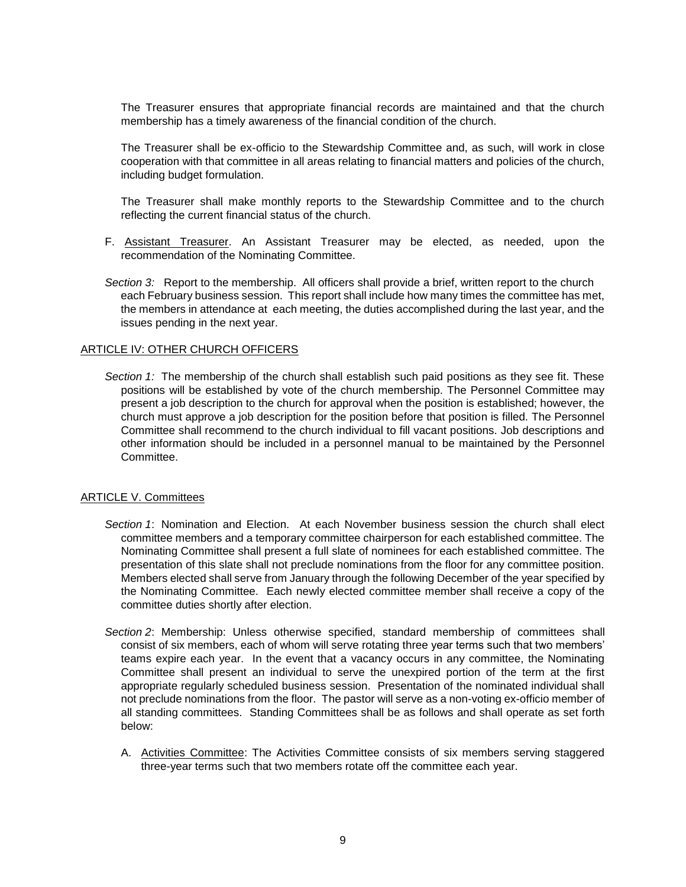The Treasurer ensures that appropriate financial records are maintained and that the church membership has a timely awareness of the financial condition of the church.

The Treasurer shall be ex-officio to the Stewardship Committee and, as such, will work in close cooperation with that committee in all areas relating to financial matters and policies of the church, including budget formulation.

The Treasurer shall make monthly reports to the Stewardship Committee and to the church reflecting the current financial status of the church.

F. Assistant Treasurer. An Assistant Treasurer may be elected, as needed, upon the recommendation of the Nominating Committee.

*Section 3:* Report to the membership. All officers shall provide a brief, written report to the church each February business session. This report shall include how many times the committee has met, the members in attendance at each meeting, the duties accomplished during the last year, and the issues pending in the next year.

## ARTICLE IV: OTHER CHURCH OFFICERS

*Section 1:* The membership of the church shall establish such paid positions as they see fit. These positions will be established by vote of the church membership. The Personnel Committee may present a job description to the church for approval when the position is established; however, the church must approve a job description for the position before that position is filled. The Personnel Committee shall recommend to the church individual to fill vacant positions. Job descriptions and other information should be included in a personnel manual to be maintained by the Personnel Committee.

## ARTICLE V. Committees

*Section 1*: Nomination and Election. At each November business session the church shall elect committee members and a temporary committee chairperson for each established committee. The Nominating Committee shall present a full slate of nominees for each established committee. The presentation of this slate shall not preclude nominations from the floor for any committee position. Members elected shall serve from January through the following December of the year specified by the Nominating Committee. Each newly elected committee member shall receive a copy of the committee duties shortly after election.

*Section 2*: Membership: Unless otherwise specified, standard membership of committees shall consist of six members, each of whom will serve rotating three year terms such that two members' teams expire each year. In the event that a vacancy occurs in any committee, the Nominating Committee shall present an individual to serve the unexpired portion of the term at the first appropriate regularly scheduled business session. Presentation of the nominated individual shall not preclude nominations from the floor. The pastor will serve as a non-voting ex-officio member of all standing committees. Standing Committees shall be as follows and shall operate as set forth below:

A. Activities Committee: The Activities Committee consists of six members serving staggered three-year terms such that two members rotate off the committee each year.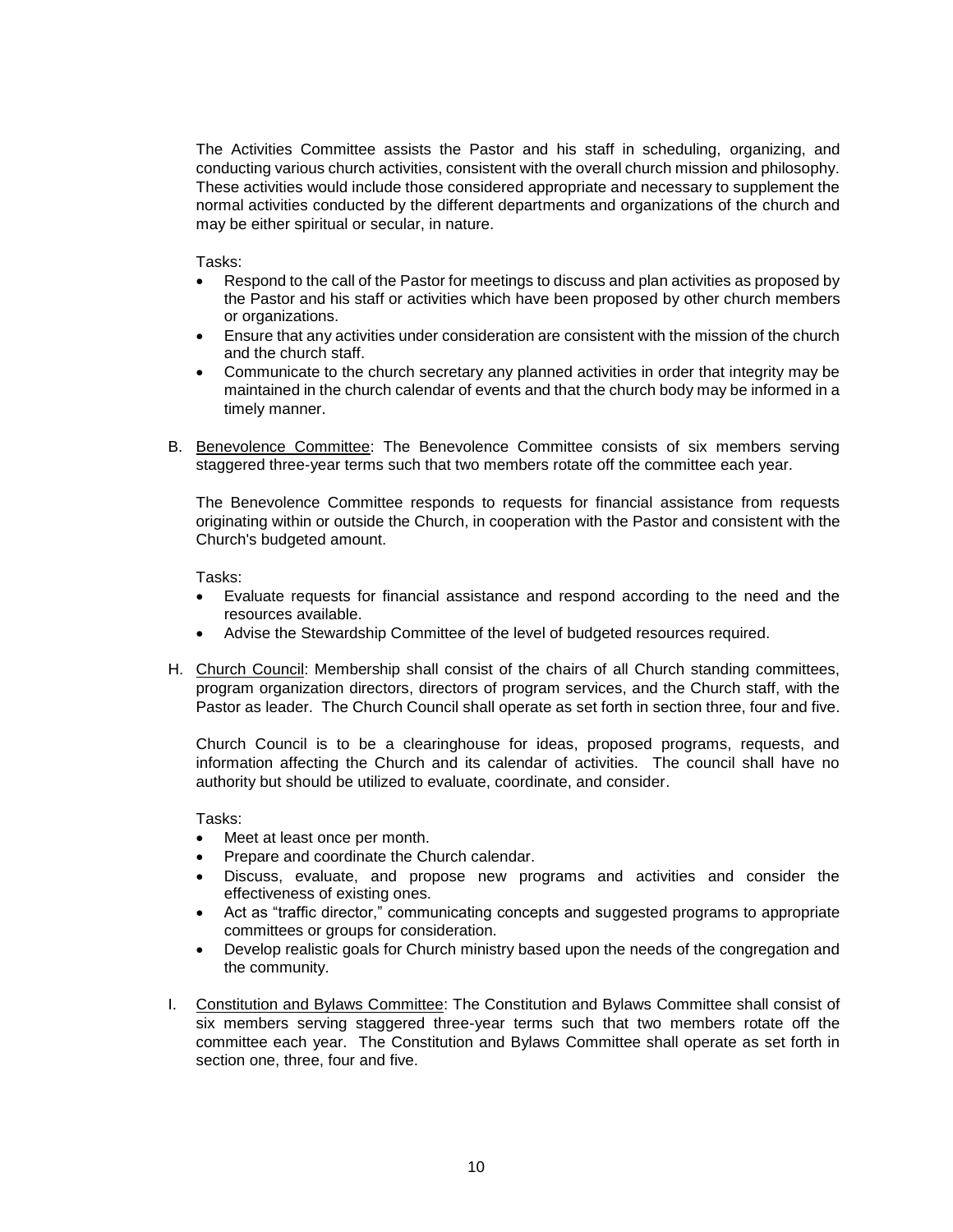The Activities Committee assists the Pastor and his staff in scheduling, organizing, and conducting various church activities, consistent with the overall church mission and philosophy. These activities would include those considered appropriate and necessary to supplement the normal activities conducted by the different departments and organizations of the church and may be either spiritual or secular, in nature.

Tasks:

- Respond to the call of the Pastor for meetings to discuss and plan activities as proposed by the Pastor and his staff or activities which have been proposed by other church members or organizations.
- Ensure that any activities under consideration are consistent with the mission of the church and the church staff.
- Communicate to the church secretary any planned activities in order that integrity may be maintained in the church calendar of events and that the church body may be informed in a timely manner.

B. <u>Benevolence Committee</u>: The Benevolence Committee consists of six members serving staggered three-year terms such that two members rotate off the committee each year.

The Benevolence Committee responds to requests for financial assistance from requests originating within or outside the Church, in cooperation with the Pastor and consistent with the Church's budgeted amount.

Tasks:

- Evaluate requests for financial assistance and respond according to the need and the resources available.
- Advise the Stewardship Committee of the level of budgeted resources required.

H. <u>Church Council</u>: Membership shall consist of the chairs of all Church standing committees, program organization directors, directors of program services, and the Church staff, with the Pastor as leader. The Church Council shall operate as set forth in section three, four and five.

Church Council is to be a clearinghouse for ideas, proposed programs, requests, and information affecting the Church and its calendar of activities. The council shall have no authority but should be utilized to evaluate, coordinate, and consider.

Tasks:

- Meet at least once per month.
- Prepare and coordinate the Church calendar.
- Discuss, evaluate, and propose new programs and activities and consider the effectiveness of existing ones.
- Act as "traffic director," communicating concepts and suggested programs to appropriate committees or groups for consideration.
- Develop realistic goals for Church ministry based upon the needs of the congregation and the community.

I. <u>Constitution and Bylaws Committee</u>: The Constitution and Bylaws Committee shall consist of six members serving staggered three-year terms such that two members rotate off the committee each year. The Constitution and Bylaws Committee shall operate as set forth in section one, three, four and five.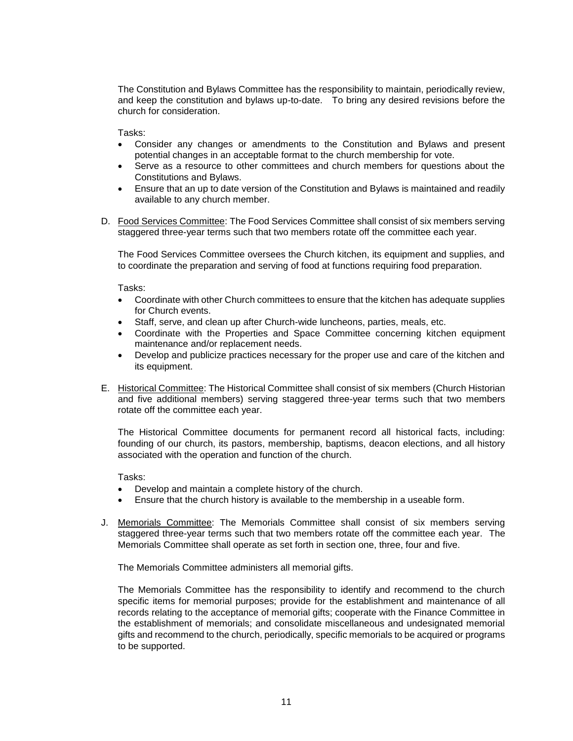The Constitution and Bylaws Committee has the responsibility to maintain, periodically review, and keep the constitution and bylaws up-to-date. To bring any desired revisions before the church for consideration.

Tasks:

- Consider any changes or amendments to the Constitution and Bylaws and present potential changes in an acceptable format to the church membership for vote.
- Serve as a resource to other committees and church members for questions about the Constitutions and Bylaws.
- Ensure that an up to date version of the Constitution and Bylaws is maintained and readily available to any church member.

D. <u>Food Services Committee</u>: The Food Services Committee shall consist of six members serving staggered three-year terms such that two members rotate off the committee each year.

The Food Services Committee oversees the Church kitchen, its equipment and supplies, and to coordinate the preparation and serving of food at functions requiring food preparation.

Tasks:

- Coordinate with other Church committees to ensure that the kitchen has adequate supplies for Church events.
- Staff, serve, and clean up after Church-wide luncheons, parties, meals, etc.
- Coordinate with the Properties and Space Committee concerning kitchen equipment maintenance and/or replacement needs.
- Develop and publicize practices necessary for the proper use and care of the kitchen and its equipment.

E. <u>Historical Committee</u>: The Historical Committee shall consist of six members (Church Historian and five additional members) serving staggered three-year terms such that two members rotate off the committee each year.

The Historical Committee documents for permanent record all historical facts, including: founding of our church, its pastors, membership, baptisms, deacon elections, and all history associated with the operation and function of the church.

Tasks:

- Develop and maintain a complete history of the church.
- Ensure that the church history is available to the membership in a useable form.

J. <u>Memorials Committee</u>: The Memorials Committee shall consist of six members serving staggered three-year terms such that two members rotate off the committee each year. The Memorials Committee shall operate as set forth in section one, three, four and five.

The Memorials Committee administers all memorial gifts.

The Memorials Committee has the responsibility to identify and recommend to the church specific items for memorial purposes; provide for the establishment and maintenance of all records relating to the acceptance of memorial gifts; cooperate with the Finance Committee in the establishment of memorials; and consolidate miscellaneous and undesignated memorial gifts and recommend to the church, periodically, specific memorials to be acquired or programs to be supported.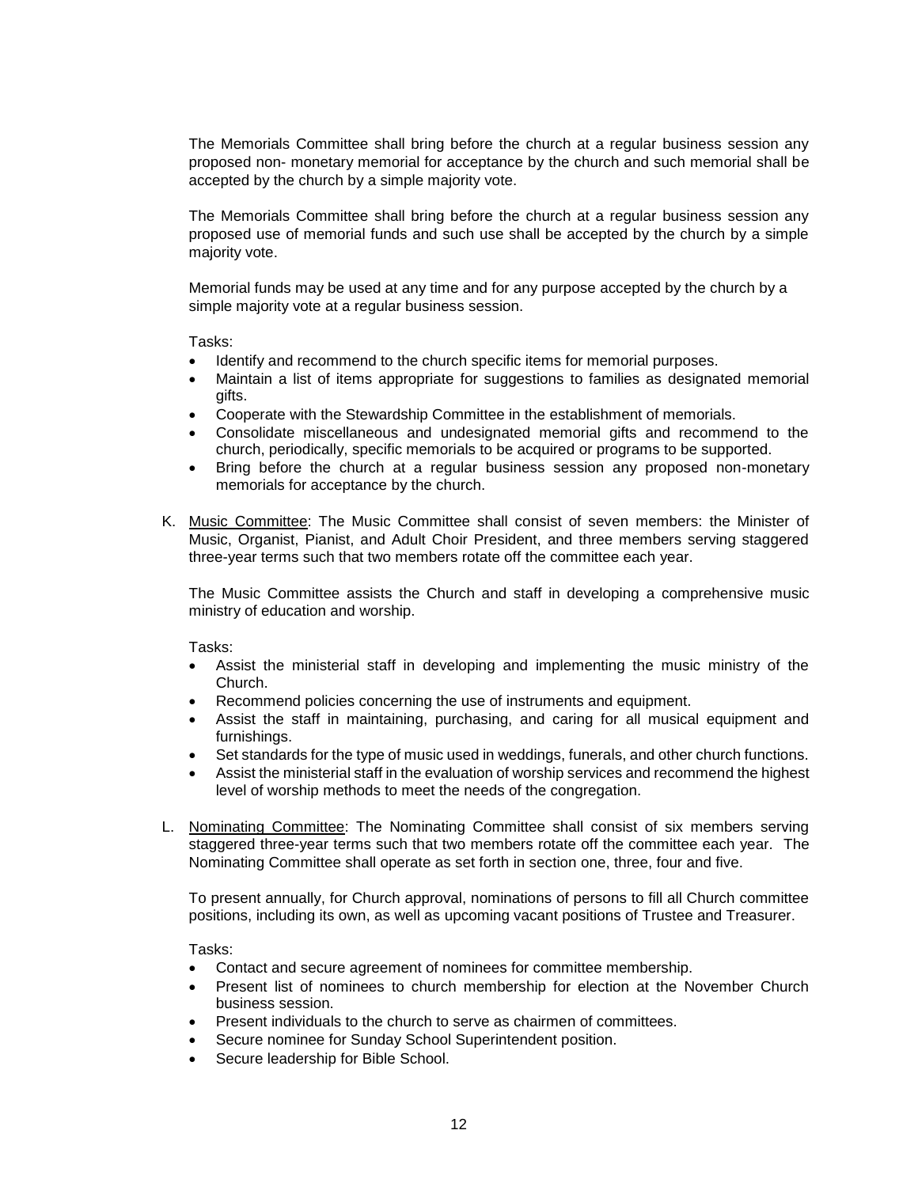The Memorials Committee shall bring before the church at a regular business session any proposed non- monetary memorial for acceptance by the church and such memorial shall be accepted by the church by a simple majority vote.

The Memorials Committee shall bring before the church at a regular business session any proposed use of memorial funds and such use shall be accepted by the church by a simple majority vote.

Memorial funds may be used at any time and for any purpose accepted by the church by a simple majority vote at a regular business session.

Tasks:

- Identify and recommend to the church specific items for memorial purposes.
- Maintain a list of items appropriate for suggestions to families as designated memorial gifts.
- Cooperate with the Stewardship Committee in the establishment of memorials.
- Consolidate miscellaneous and undesignated memorial gifts and recommend to the church, periodically, specific memorials to be acquired or programs to be supported.
- Bring before the church at a regular business session any proposed non-monetary memorials for acceptance by the church.

K. <u>Music Committee</u>: The Music Committee shall consist of seven members: the Minister of Music, Organist, Pianist, and Adult Choir President, and three members serving staggered three-year terms such that two members rotate off the committee each year.

The Music Committee assists the Church and staff in developing a comprehensive music ministry of education and worship.

Tasks:

- Assist the ministerial staff in developing and implementing the music ministry of the Church.
- Recommend policies concerning the use of instruments and equipment.
- Assist the staff in maintaining, purchasing, and caring for all musical equipment and furnishings.
- Set standards for the type of music used in weddings, funerals, and other church functions.
- Assist the ministerial staff in the evaluation of worship services and recommend the highest level of worship methods to meet the needs of the congregation.

L. <u>Nominating Committee</u>: The Nominating Committee shall consist of six members serving staggered three-year terms such that two members rotate off the committee each year. The Nominating Committee shall operate as set forth in section one, three, four and five.

To present annually, for Church approval, nominations of persons to fill all Church committee positions, including its own, as well as upcoming vacant positions of Trustee and Treasurer.

Tasks:

- Contact and secure agreement of nominees for committee membership.
- Present list of nominees to church membership for election at the November Church business session.
- Present individuals to the church to serve as chairmen of committees.
- Secure nominee for Sunday School Superintendent position.
- Secure leadership for Bible School.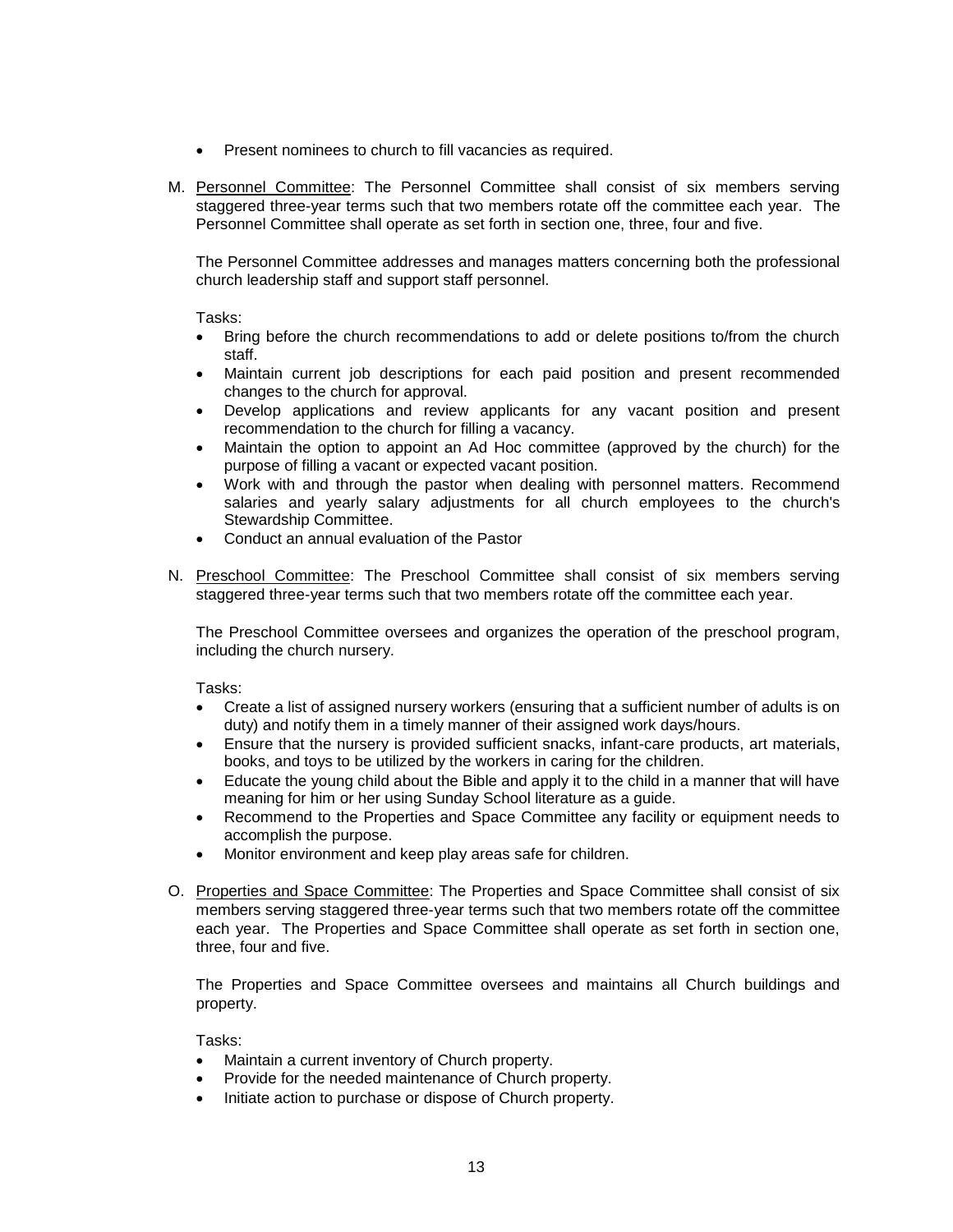- Present nominees to church to fill vacancies as required.

M. <u>Personnel Committee</u>: The Personnel Committee shall consist of six members serving staggered three-year terms such that two members rotate off the committee each year. The Personnel Committee shall operate as set forth in section one, three, four and five.

   The Personnel Committee addresses and manages matters concerning both the professional church leadership staff and support staff personnel.

   Tasks:
   - Bring before the church recommendations to add or delete positions to/from the church staff.
   - Maintain current job descriptions for each paid position and present recommended changes to the church for approval.
   - Develop applications and review applicants for any vacant position and present recommendation to the church for filling a vacancy.
   - Maintain the option to appoint an Ad Hoc committee (approved by the church) for the purpose of filling a vacant or expected vacant position.
   - Work with and through the pastor when dealing with personnel matters. Recommend salaries and yearly salary adjustments for all church employees to the church's Stewardship Committee.
   - Conduct an annual evaluation of the Pastor

N. <u>Preschool Committee</u>: The Preschool Committee shall consist of six members serving staggered three-year terms such that two members rotate off the committee each year.

   The Preschool Committee oversees and organizes the operation of the preschool program, including the church nursery.

   Tasks:
   - Create a list of assigned nursery workers (ensuring that a sufficient number of adults is on duty) and notify them in a timely manner of their assigned work days/hours.
   - Ensure that the nursery is provided sufficient snacks, infant-care products, art materials, books, and toys to be utilized by the workers in caring for the children.
   - Educate the young child about the Bible and apply it to the child in a manner that will have meaning for him or her using Sunday School literature as a guide.
   - Recommend to the Properties and Space Committee any facility or equipment needs to accomplish the purpose.
   - Monitor environment and keep play areas safe for children.

O. <u>Properties and Space Committee</u>: The Properties and Space Committee shall consist of six members serving staggered three-year terms such that two members rotate off the committee each year. The Properties and Space Committee shall operate as set forth in section one, three, four and five.

   The Properties and Space Committee oversees and maintains all Church buildings and property.

   Tasks:
   - Maintain a current inventory of Church property.
   - Provide for the needed maintenance of Church property.
   - Initiate action to purchase or dispose of Church property.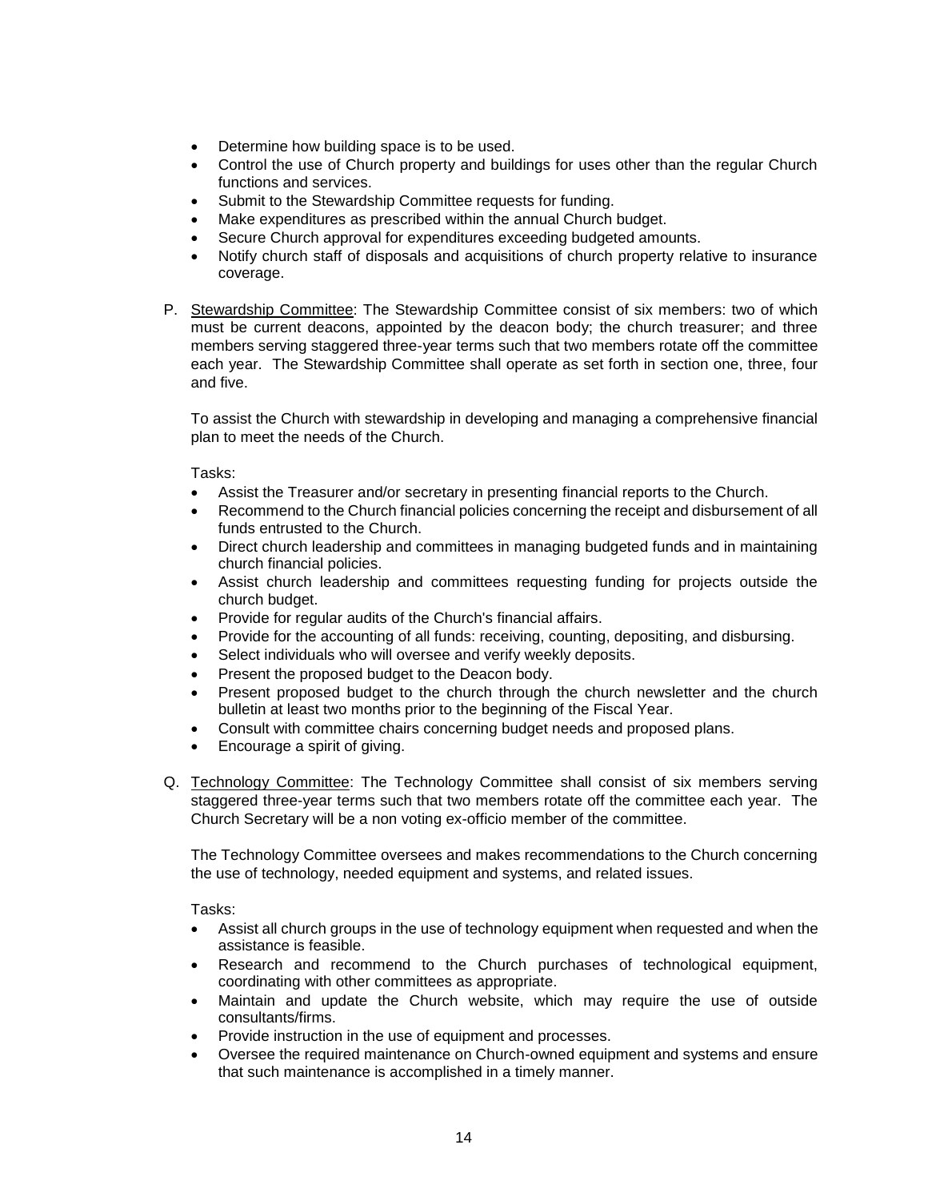- Determine how building space is to be used.
- Control the use of Church property and buildings for uses other than the regular Church functions and services.
- Submit to the Stewardship Committee requests for funding.
- Make expenditures as prescribed within the annual Church budget.
- Secure Church approval for expenditures exceeding budgeted amounts.
- Notify church staff of disposals and acquisitions of church property relative to insurance coverage.

P. Stewardship Committee: The Stewardship Committee consist of six members: two of which must be current deacons, appointed by the deacon body; the church treasurer; and three members serving staggered three-year terms such that two members rotate off the committee each year. The Stewardship Committee shall operate as set forth in section one, three, four and five.

To assist the Church with stewardship in developing and managing a comprehensive financial plan to meet the needs of the Church.

Tasks:

- Assist the Treasurer and/or secretary in presenting financial reports to the Church.
- Recommend to the Church financial policies concerning the receipt and disbursement of all funds entrusted to the Church.
- Direct church leadership and committees in managing budgeted funds and in maintaining church financial policies.
- Assist church leadership and committees requesting funding for projects outside the church budget.
- Provide for regular audits of the Church's financial affairs.
- Provide for the accounting of all funds: receiving, counting, depositing, and disbursing.
- Select individuals who will oversee and verify weekly deposits.
- Present the proposed budget to the Deacon body.
- Present proposed budget to the church through the church newsletter and the church bulletin at least two months prior to the beginning of the Fiscal Year.
- Consult with committee chairs concerning budget needs and proposed plans.
- Encourage a spirit of giving.

Q. Technology Committee: The Technology Committee shall consist of six members serving staggered three-year terms such that two members rotate off the committee each year. The Church Secretary will be a non voting ex-officio member of the committee.

The Technology Committee oversees and makes recommendations to the Church concerning the use of technology, needed equipment and systems, and related issues.

Tasks:

- Assist all church groups in the use of technology equipment when requested and when the assistance is feasible.
- Research and recommend to the Church purchases of technological equipment, coordinating with other committees as appropriate.
- Maintain and update the Church website, which may require the use of outside consultants/firms.
- Provide instruction in the use of equipment and processes.
- Oversee the required maintenance on Church-owned equipment and systems and ensure that such maintenance is accomplished in a timely manner.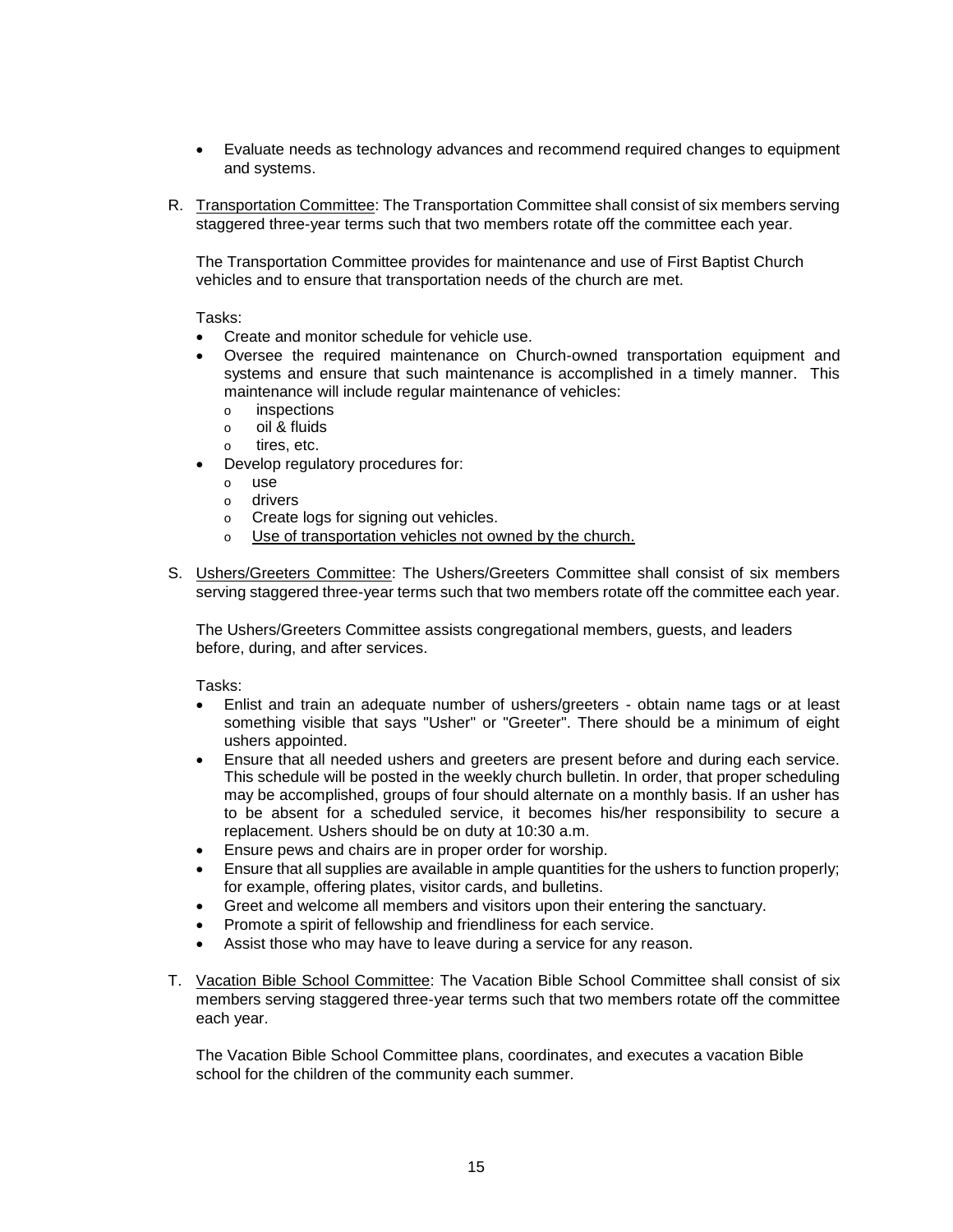- Evaluate needs as technology advances and recommend required changes to equipment and systems.

R. <u>Transportation Committee</u>: The Transportation Committee shall consist of six members serving staggered three-year terms such that two members rotate off the committee each year.

   The Transportation Committee provides for maintenance and use of First Baptist Church vehicles and to ensure that transportation needs of the church are met.

   Tasks:

   - Create and monitor schedule for vehicle use.
   - Oversee the required maintenance on Church-owned transportation equipment and systems and ensure that such maintenance is accomplished in a timely manner. This maintenance will include regular maintenance of vehicles:
     - inspections
     - oil & fluids
     - tires, etc.
   - Develop regulatory procedures for:
     - use
     - drivers
     - Create logs for signing out vehicles.
     - <u>Use of transportation vehicles not owned by the church.</u>

S. <u>Ushers/Greeters Committee</u>: The Ushers/Greeters Committee shall consist of six members serving staggered three-year terms such that two members rotate off the committee each year.

   The Ushers/Greeters Committee assists congregational members, guests, and leaders before, during, and after services.

   Tasks:

   - Enlist and train an adequate number of ushers/greeters - obtain name tags or at least something visible that says "Usher" or "Greeter". There should be a minimum of eight ushers appointed.
   - Ensure that all needed ushers and greeters are present before and during each service. This schedule will be posted in the weekly church bulletin. In order, that proper scheduling may be accomplished, groups of four should alternate on a monthly basis. If an usher has to be absent for a scheduled service, it becomes his/her responsibility to secure a replacement. Ushers should be on duty at 10:30 a.m.
   - Ensure pews and chairs are in proper order for worship.
   - Ensure that all supplies are available in ample quantities for the ushers to function properly; for example, offering plates, visitor cards, and bulletins.
   - Greet and welcome all members and visitors upon their entering the sanctuary.
   - Promote a spirit of fellowship and friendliness for each service.
   - Assist those who may have to leave during a service for any reason.

T. <u>Vacation Bible School Committee</u>: The Vacation Bible School Committee shall consist of six members serving staggered three-year terms such that two members rotate off the committee each year.

   The Vacation Bible School Committee plans, coordinates, and executes a vacation Bible school for the children of the community each summer.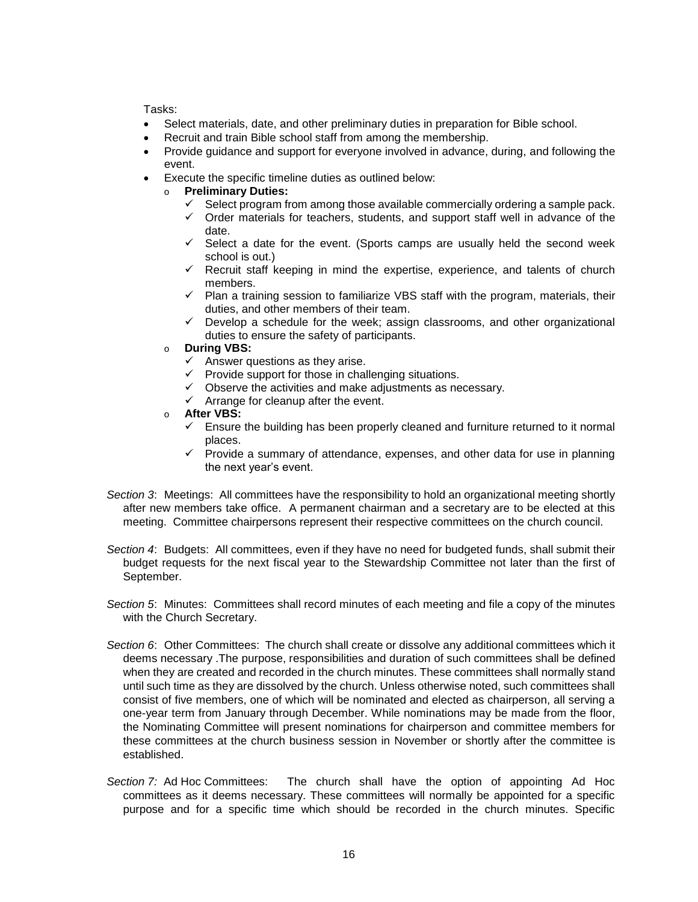Tasks:

- Select materials, date, and other preliminary duties in preparation for Bible school.
- Recruit and train Bible school staff from among the membership.
- Provide guidance and support for everyone involved in advance, during, and following the event.
- Execute the specific timeline duties as outlined below:
  - **Preliminary Duties:**
    - ✓ Select program from among those available commercially ordering a sample pack.
    - ✓ Order materials for teachers, students, and support staff well in advance of the date.
    - ✓ Select a date for the event. (Sports camps are usually held the second week school is out.)
    - ✓ Recruit staff keeping in mind the expertise, experience, and talents of church members.
    - ✓ Plan a training session to familiarize VBS staff with the program, materials, their duties, and other members of their team.
    - ✓ Develop a schedule for the week; assign classrooms, and other organizational duties to ensure the safety of participants.
  - **During VBS:**
    - ✓ Answer questions as they arise.
    - ✓ Provide support for those in challenging situations.
    - ✓ Observe the activities and make adjustments as necessary.
    - ✓ Arrange for cleanup after the event.
  - **After VBS:**
    - ✓ Ensure the building has been properly cleaned and furniture returned to it normal places.
    - ✓ Provide a summary of attendance, expenses, and other data for use in planning the next year's event.

*Section 3*: Meetings: All committees have the responsibility to hold an organizational meeting shortly after new members take office. A permanent chairman and a secretary are to be elected at this meeting. Committee chairpersons represent their respective committees on the church council.

*Section 4*: Budgets: All committees, even if they have no need for budgeted funds, shall submit their budget requests for the next fiscal year to the Stewardship Committee not later than the first of September.

*Section 5*: Minutes: Committees shall record minutes of each meeting and file a copy of the minutes with the Church Secretary.

*Section 6*: Other Committees: The church shall create or dissolve any additional committees which it deems necessary .The purpose, responsibilities and duration of such committees shall be defined when they are created and recorded in the church minutes. These committees shall normally stand until such time as they are dissolved by the church. Unless otherwise noted, such committees shall consist of five members, one of which will be nominated and elected as chairperson, all serving a one-year term from January through December. While nominations may be made from the floor, the Nominating Committee will present nominations for chairperson and committee members for these committees at the church business session in November or shortly after the committee is established.

*Section 7:* Ad Hoc Committees: The church shall have the option of appointing Ad Hoc committees as it deems necessary. These committees will normally be appointed for a specific purpose and for a specific time which should be recorded in the church minutes. Specific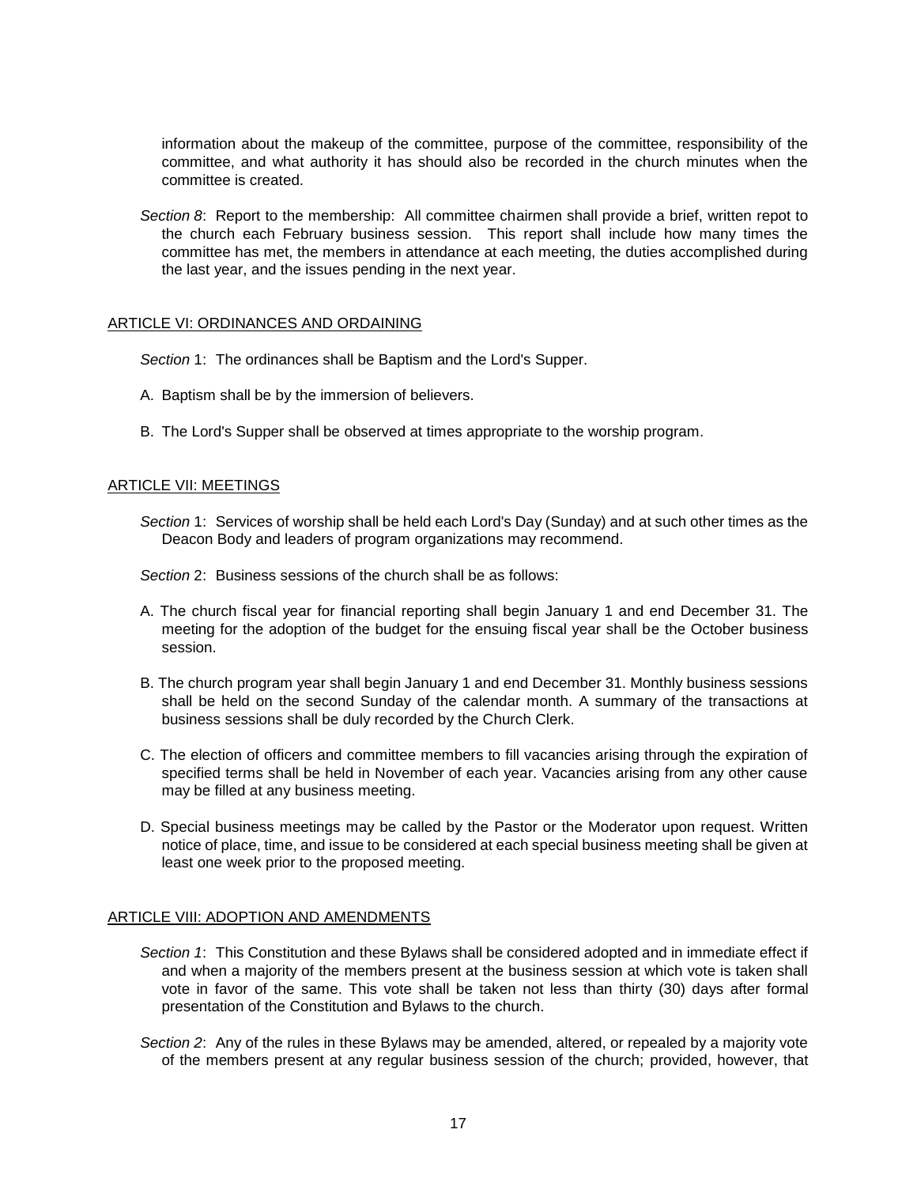information about the makeup of the committee, purpose of the committee, responsibility of the committee, and what authority it has should also be recorded in the church minutes when the committee is created.

*Section 8*: Report to the membership: All committee chairmen shall provide a brief, written repot to the church each February business session. This report shall include how many times the committee has met, the members in attendance at each meeting, the duties accomplished during the last year, and the issues pending in the next year.

## ARTICLE VI: ORDINANCES AND ORDAINING

*Section* 1: The ordinances shall be Baptism and the Lord's Supper.

A. Baptism shall be by the immersion of believers.

B. The Lord's Supper shall be observed at times appropriate to the worship program.

## ARTICLE VII: MEETINGS

*Section* 1: Services of worship shall be held each Lord's Day (Sunday) and at such other times as the Deacon Body and leaders of program organizations may recommend.

*Section* 2: Business sessions of the church shall be as follows:

A. The church fiscal year for financial reporting shall begin January 1 and end December 31. The meeting for the adoption of the budget for the ensuing fiscal year shall be the October business session.

B. The church program year shall begin January 1 and end December 31. Monthly business sessions shall be held on the second Sunday of the calendar month. A summary of the transactions at business sessions shall be duly recorded by the Church Clerk.

C. The election of officers and committee members to fill vacancies arising through the expiration of specified terms shall be held in November of each year. Vacancies arising from any other cause may be filled at any business meeting.

D. Special business meetings may be called by the Pastor or the Moderator upon request. Written notice of place, time, and issue to be considered at each special business meeting shall be given at least one week prior to the proposed meeting.

## ARTICLE VIII: ADOPTION AND AMENDMENTS

*Section 1*: This Constitution and these Bylaws shall be considered adopted and in immediate effect if and when a majority of the members present at the business session at which vote is taken shall vote in favor of the same. This vote shall be taken not less than thirty (30) days after formal presentation of the Constitution and Bylaws to the church.

*Section 2*: Any of the rules in these Bylaws may be amended, altered, or repealed by a majority vote of the members present at any regular business session of the church; provided, however, that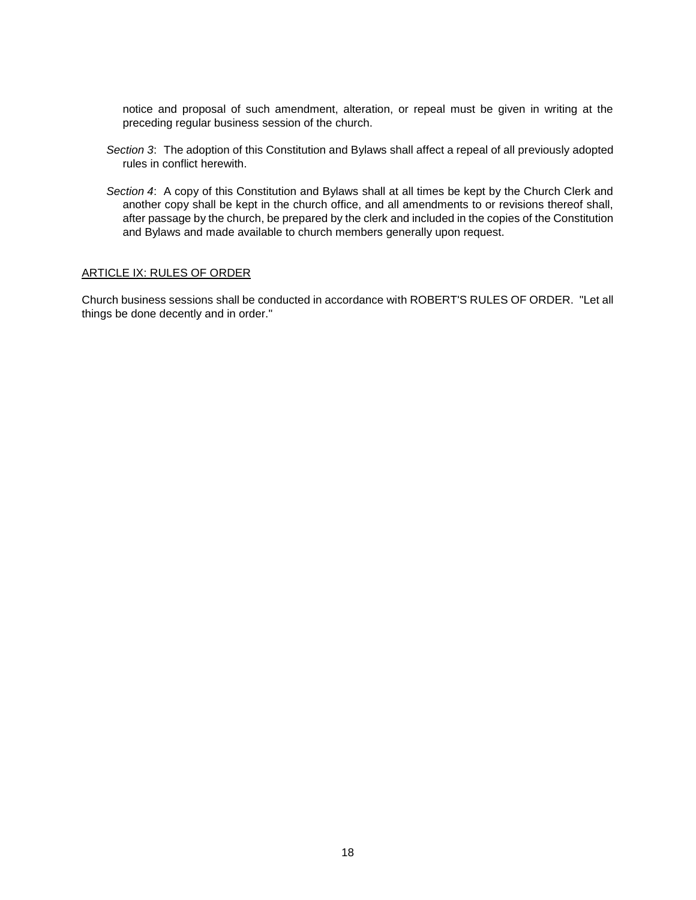notice and proposal of such amendment, alteration, or repeal must be given in writing at the preceding regular business session of the church.

*Section 3*: The adoption of this Constitution and Bylaws shall affect a repeal of all previously adopted rules in conflict herewith.

*Section 4*: A copy of this Constitution and Bylaws shall at all times be kept by the Church Clerk and another copy shall be kept in the church office, and all amendments to or revisions thereof shall, after passage by the church, be prepared by the clerk and included in the copies of the Constitution and Bylaws and made available to church members generally upon request.

## ARTICLE IX: RULES OF ORDER

Church business sessions shall be conducted in accordance with ROBERT'S RULES OF ORDER. "Let all things be done decently and in order."